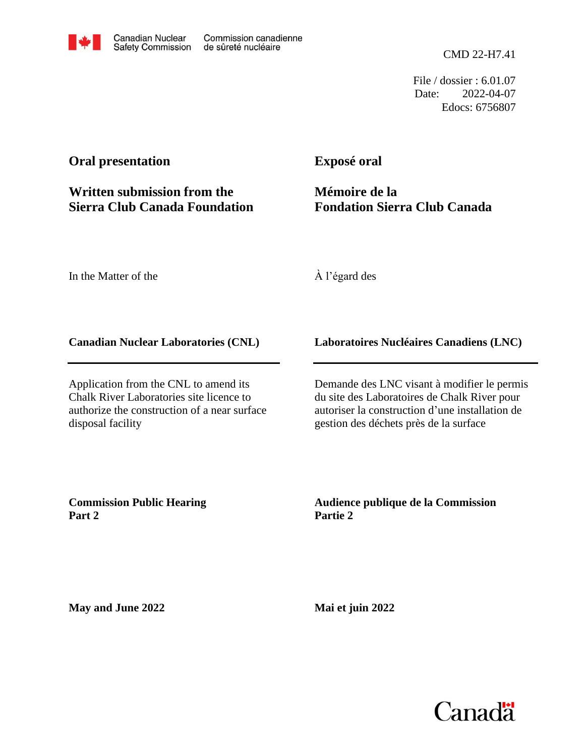Canadian Nuclear Safety Commission | Commission canadienne de sûreté nucléaire

CMD 22-H7.41

File / dossier : 6.01.07
Date: 2022-04-07
Edocs: 6756807

## Oral presentation

## Written submission from the Sierra Club Canada Foundation

In the Matter of the

**Canadian Nuclear Laboratories (CNL)**

Application from the CNL to amend its Chalk River Laboratories site licence to authorize the construction of a near surface disposal facility

**Commission Public Hearing Part 2**

**May and June 2022**

## Exposé oral

## Mémoire de la Fondation Sierra Club Canada

À l'égard des

**Laboratoires Nucléaires Canadiens (LNC)**

Demande des LNC visant à modifier le permis du site des Laboratoires de Chalk River pour autoriser la construction d'une installation de gestion des déchets près de la surface

**Audience publique de la Commission Partie 2**

**Mai et juin 2022**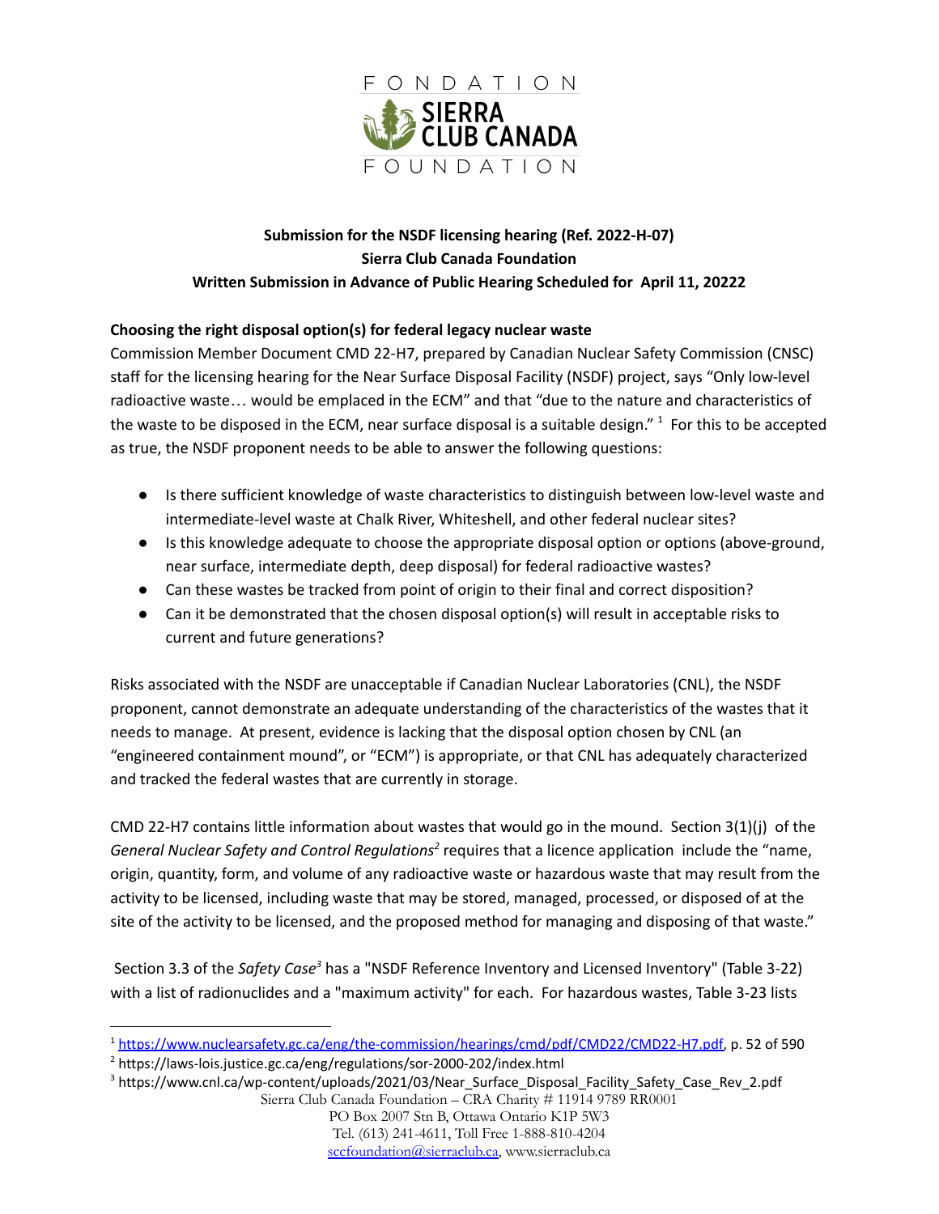**Submission for the NSDF licensing hearing (Ref. 2022-H-07)**
**Sierra Club Canada Foundation**
**Written Submission in Advance of Public Hearing Scheduled for April 11, 20222**

**Choosing the right disposal option(s) for federal legacy nuclear waste**

Commission Member Document CMD 22-H7, prepared by Canadian Nuclear Safety Commission (CNSC) staff for the licensing hearing for the Near Surface Disposal Facility (NSDF) project, says "Only low-level radioactive waste… would be emplaced in the ECM" and that "due to the nature and characteristics of the waste to be disposed in the ECM, near surface disposal is a suitable design." [1] For this to be accepted as true, the NSDF proponent needs to be able to answer the following questions:

- Is there sufficient knowledge of waste characteristics to distinguish between low-level waste and intermediate-level waste at Chalk River, Whiteshell, and other federal nuclear sites?
- Is this knowledge adequate to choose the appropriate disposal option or options (above-ground, near surface, intermediate depth, deep disposal) for federal radioactive wastes?
- Can these wastes be tracked from point of origin to their final and correct disposition?
- Can it be demonstrated that the chosen disposal option(s) will result in acceptable risks to current and future generations?

Risks associated with the NSDF are unacceptable if Canadian Nuclear Laboratories (CNL), the NSDF proponent, cannot demonstrate an adequate understanding of the characteristics of the wastes that it needs to manage. At present, evidence is lacking that the disposal option chosen by CNL (an "engineered containment mound", or "ECM") is appropriate, or that CNL has adequately characterized and tracked the federal wastes that are currently in storage.

CMD 22-H7 contains little information about wastes that would go in the mound. Section 3(1)(j) of the *General Nuclear Safety and Control Regulations*[2] requires that a licence application include the "name, origin, quantity, form, and volume of any radioactive waste or hazardous waste that may result from the activity to be licensed, including waste that may be stored, managed, processed, or disposed of at the site of the activity to be licensed, and the proposed method for managing and disposing of that waste."

Section 3.3 of the *Safety Case*[3] has a "NSDF Reference Inventory and Licensed Inventory" (Table 3-22) with a list of radionuclides and a "maximum activity" for each. For hazardous wastes, Table 3-23 lists

---

[1] https://www.nuclearsafety.gc.ca/eng/the-commission/hearings/cmd/pdf/CMD22/CMD22-H7.pdf, p. 52 of 590

[2] https://laws-lois.justice.gc.ca/eng/regulations/sor-2000-202/index.html

[3] https://www.cnl.ca/wp-content/uploads/2021/03/Near_Surface_Disposal_Facility_Safety_Case_Rev_2.pdf

Sierra Club Canada Foundation – CRA Charity # 11914 9789 RR0001
PO Box 2007 Stn B, Ottawa Ontario K1P 5W3
Tel. (613) 241-4611, Toll Free 1-888-810-4204
sccfoundation@sierraclub.ca, www.sierraclub.ca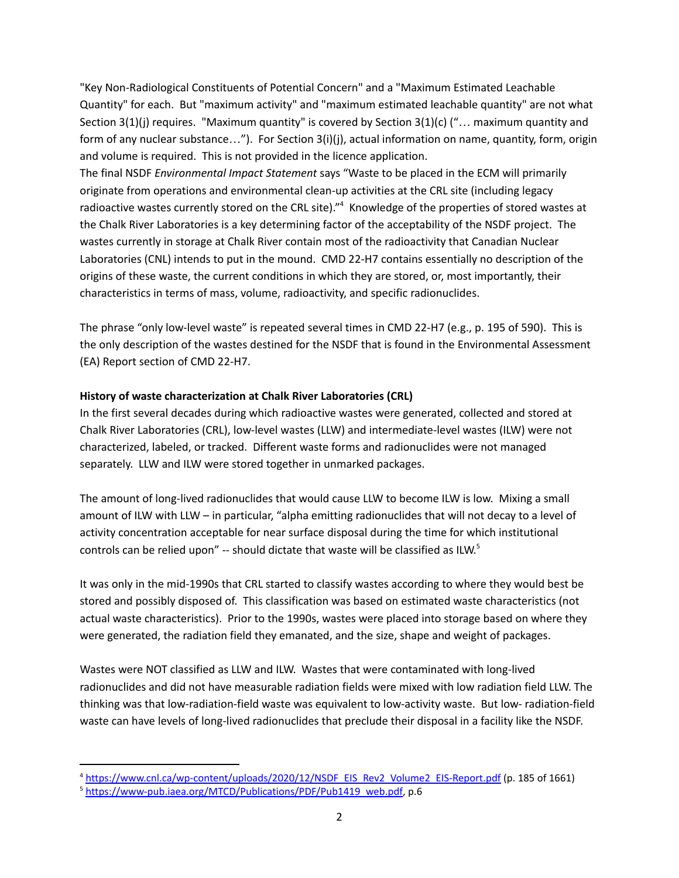"Key Non-Radiological Constituents of Potential Concern" and a "Maximum Estimated Leachable Quantity" for each. But "maximum activity" and "maximum estimated leachable quantity" are not what Section 3(1)(j) requires. "Maximum quantity" is covered by Section 3(1)(c) ("… maximum quantity and form of any nuclear substance…"). For Section 3(i)(j), actual information on name, quantity, form, origin and volume is required. This is not provided in the licence application.

The final NSDF *Environmental Impact Statement* says "Waste to be placed in the ECM will primarily originate from operations and environmental clean-up activities at the CRL site (including legacy radioactive wastes currently stored on the CRL site)."[4] Knowledge of the properties of stored wastes at the Chalk River Laboratories is a key determining factor of the acceptability of the NSDF project. The wastes currently in storage at Chalk River contain most of the radioactivity that Canadian Nuclear Laboratories (CNL) intends to put in the mound. CMD 22-H7 contains essentially no description of the origins of these waste, the current conditions in which they are stored, or, most importantly, their characteristics in terms of mass, volume, radioactivity, and specific radionuclides.

The phrase "only low-level waste" is repeated several times in CMD 22-H7 (e.g., p. 195 of 590). This is the only description of the wastes destined for the NSDF that is found in the Environmental Assessment (EA) Report section of CMD 22-H7.

**History of waste characterization at Chalk River Laboratories (CRL)**

In the first several decades during which radioactive wastes were generated, collected and stored at Chalk River Laboratories (CRL), low-level wastes (LLW) and intermediate-level wastes (ILW) were not characterized, labeled, or tracked. Different waste forms and radionuclides were not managed separately. LLW and ILW were stored together in unmarked packages.

The amount of long-lived radionuclides that would cause LLW to become ILW is low. Mixing a small amount of ILW with LLW – in particular, "alpha emitting radionuclides that will not decay to a level of activity concentration acceptable for near surface disposal during the time for which institutional controls can be relied upon" -- should dictate that waste will be classified as ILW.[5]

It was only in the mid-1990s that CRL started to classify wastes according to where they would best be stored and possibly disposed of. This classification was based on estimated waste characteristics (not actual waste characteristics). Prior to the 1990s, wastes were placed into storage based on where they were generated, the radiation field they emanated, and the size, shape and weight of packages.

Wastes were NOT classified as LLW and ILW. Wastes that were contaminated with long-lived radionuclides and did not have measurable radiation fields were mixed with low radiation field LLW. The thinking was that low-radiation-field waste was equivalent to low-activity waste. But low- radiation-field waste can have levels of long-lived radionuclides that preclude their disposal in a facility like the NSDF.

---

[4] https://www.cnl.ca/wp-content/uploads/2020/12/NSDF_EIS_Rev2_Volume2_EIS-Report.pdf (p. 185 of 1661)

[5] https://www-pub.iaea.org/MTCD/Publications/PDF/Pub1419_web.pdf, p.6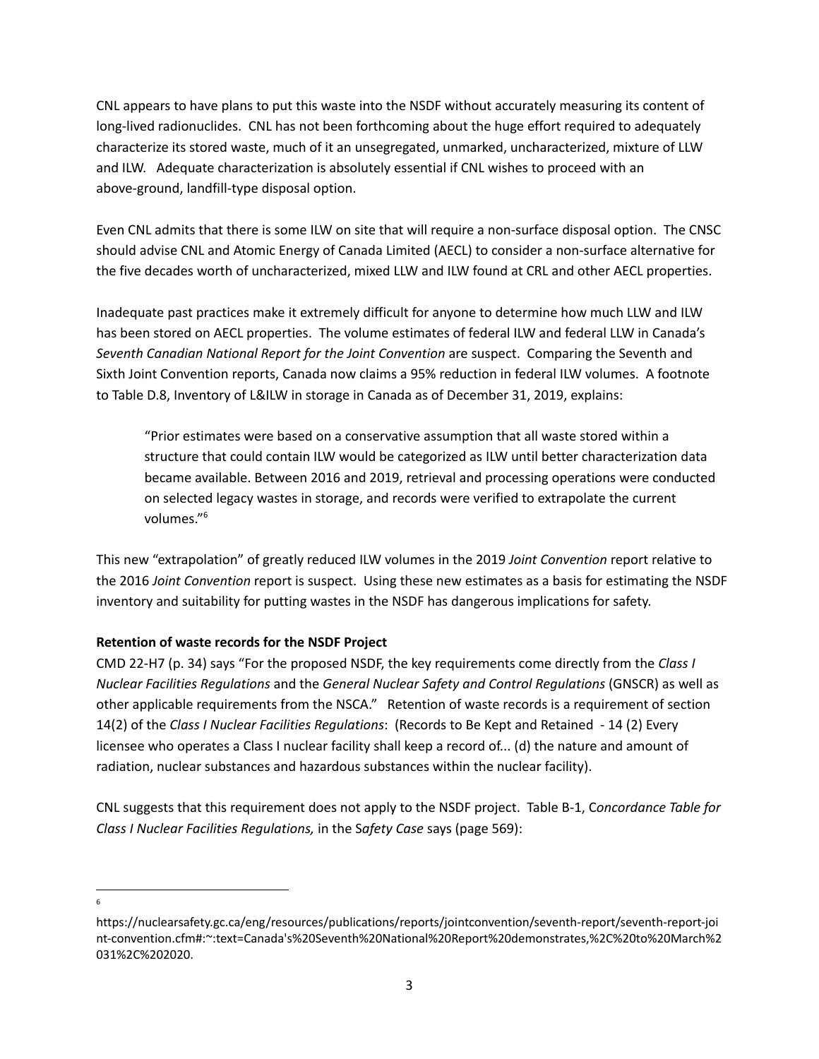CNL appears to have plans to put this waste into the NSDF without accurately measuring its content of long-lived radionuclides. CNL has not been forthcoming about the huge effort required to adequately characterize its stored waste, much of it an unsegregated, unmarked, uncharacterized, mixture of LLW and ILW. Adequate characterization is absolutely essential if CNL wishes to proceed with an above-ground, landfill-type disposal option.

Even CNL admits that there is some ILW on site that will require a non-surface disposal option. The CNSC should advise CNL and Atomic Energy of Canada Limited (AECL) to consider a non-surface alternative for the five decades worth of uncharacterized, mixed LLW and ILW found at CRL and other AECL properties.

Inadequate past practices make it extremely difficult for anyone to determine how much LLW and ILW has been stored on AECL properties. The volume estimates of federal ILW and federal LLW in Canada's *Seventh Canadian National Report for the Joint Convention* are suspect. Comparing the Seventh and Sixth Joint Convention reports, Canada now claims a 95% reduction in federal ILW volumes. A footnote to Table D.8, Inventory of L&ILW in storage in Canada as of December 31, 2019, explains:

> "Prior estimates were based on a conservative assumption that all waste stored within a structure that could contain ILW would be categorized as ILW until better characterization data became available. Between 2016 and 2019, retrieval and processing operations were conducted on selected legacy wastes in storage, and records were verified to extrapolate the current volumes."[6]

This new "extrapolation" of greatly reduced ILW volumes in the 2019 *Joint Convention* report relative to the 2016 *Joint Convention* report is suspect. Using these new estimates as a basis for estimating the NSDF inventory and suitability for putting wastes in the NSDF has dangerous implications for safety.

**Retention of waste records for the NSDF Project**

CMD 22-H7 (p. 34) says "For the proposed NSDF, the key requirements come directly from the *Class I Nuclear Facilities Regulations* and the *General Nuclear Safety and Control Regulations* (GNSCR) as well as other applicable requirements from the NSCA." Retention of waste records is a requirement of section 14(2) of the *Class I Nuclear Facilities Regulations*: (Records to Be Kept and Retained - 14 (2) Every licensee who operates a Class I nuclear facility shall keep a record of... (d) the nature and amount of radiation, nuclear substances and hazardous substances within the nuclear facility).

CNL suggests that this requirement does not apply to the NSDF project. Table B-1, C*oncordance Table for Class I Nuclear Facilities Regulations,* in the S*afety Case* says (page 569):

---

[6] https://nuclearsafety.gc.ca/eng/resources/publications/reports/jointconvention/seventh-report/seventh-report-joint-convention.cfm#:~:text=Canada's%20Seventh%20National%20Report%20demonstrates,%2C%20to%20March%2031%2C%202020.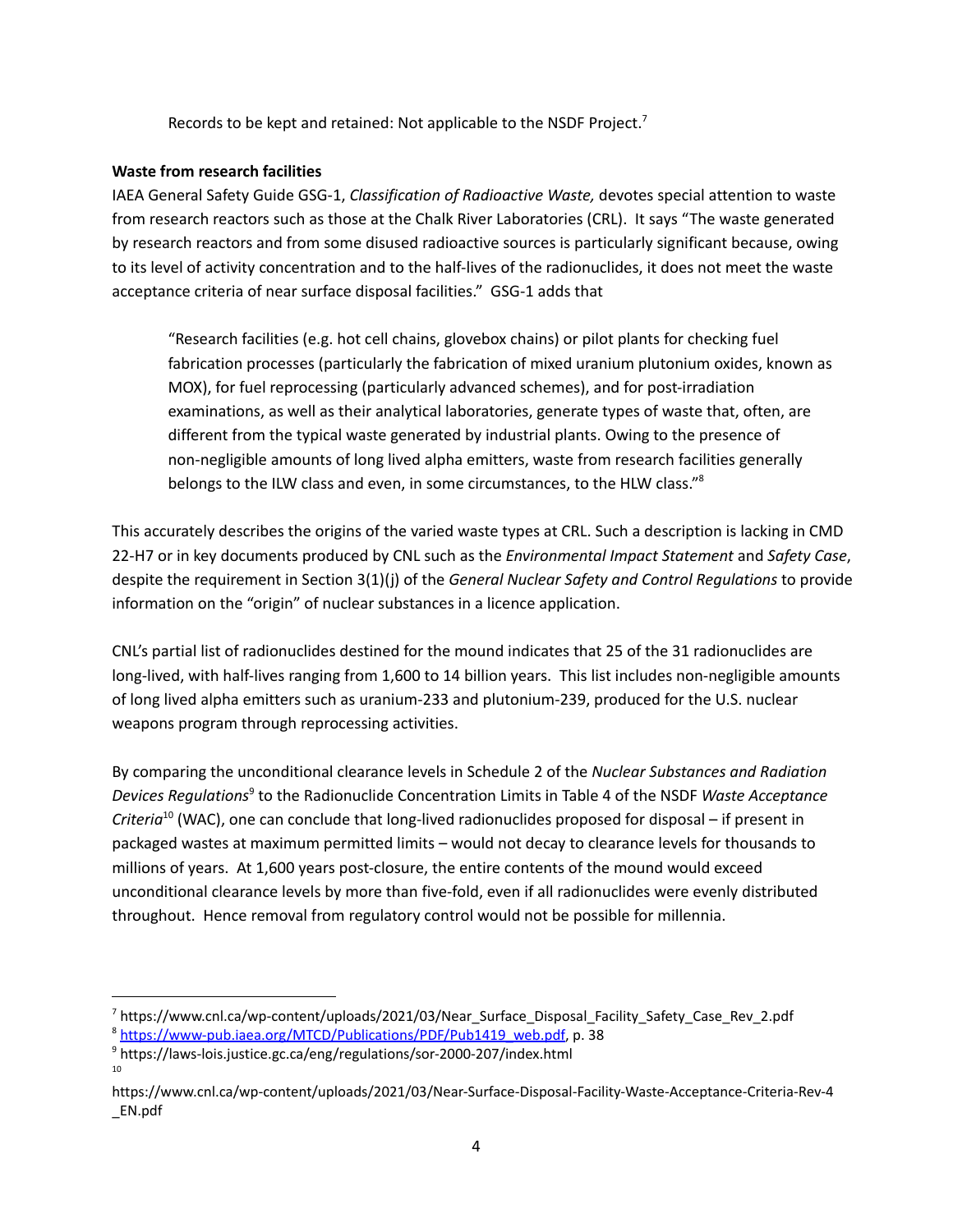Records to be kept and retained: Not applicable to the NSDF Project.[7]

**Waste from research facilities**

IAEA General Safety Guide GSG-1, *Classification of Radioactive Waste,* devotes special attention to waste from research reactors such as those at the Chalk River Laboratories (CRL). It says "The waste generated by research reactors and from some disused radioactive sources is particularly significant because, owing to its level of activity concentration and to the half-lives of the radionuclides, it does not meet the waste acceptance criteria of near surface disposal facilities." GSG-1 adds that

> "Research facilities (e.g. hot cell chains, glovebox chains) or pilot plants for checking fuel fabrication processes (particularly the fabrication of mixed uranium plutonium oxides, known as MOX), for fuel reprocessing (particularly advanced schemes), and for post-irradiation examinations, as well as their analytical laboratories, generate types of waste that, often, are different from the typical waste generated by industrial plants. Owing to the presence of non-negligible amounts of long lived alpha emitters, waste from research facilities generally belongs to the ILW class and even, in some circumstances, to the HLW class."[8]

This accurately describes the origins of the varied waste types at CRL. Such a description is lacking in CMD 22-H7 or in key documents produced by CNL such as the *Environmental Impact Statement* and *Safety Case*, despite the requirement in Section 3(1)(j) of the *General Nuclear Safety and Control Regulations* to provide information on the "origin" of nuclear substances in a licence application.

CNL's partial list of radionuclides destined for the mound indicates that 25 of the 31 radionuclides are long-lived, with half-lives ranging from 1,600 to 14 billion years. This list includes non-negligible amounts of long lived alpha emitters such as uranium-233 and plutonium-239, produced for the U.S. nuclear weapons program through reprocessing activities.

By comparing the unconditional clearance levels in Schedule 2 of the *Nuclear Substances and Radiation Devices Regulations*[9] to the Radionuclide Concentration Limits in Table 4 of the NSDF *Waste Acceptance Criteria*[10] (WAC), one can conclude that long-lived radionuclides proposed for disposal – if present in packaged wastes at maximum permitted limits – would not decay to clearance levels for thousands to millions of years. At 1,600 years post-closure, the entire contents of the mound would exceed unconditional clearance levels by more than five-fold, even if all radionuclides were evenly distributed throughout. Hence removal from regulatory control would not be possible for millennia.

---

[7] https://www.cnl.ca/wp-content/uploads/2021/03/Near_Surface_Disposal_Facility_Safety_Case_Rev_2.pdf

[8] https://www-pub.iaea.org/MTCD/Publications/PDF/Pub1419_web.pdf, p. 38

[9] https://laws-lois.justice.gc.ca/eng/regulations/sor-2000-207/index.html

[10] https://www.cnl.ca/wp-content/uploads/2021/03/Near-Surface-Disposal-Facility-Waste-Acceptance-Criteria-Rev-4_EN.pdf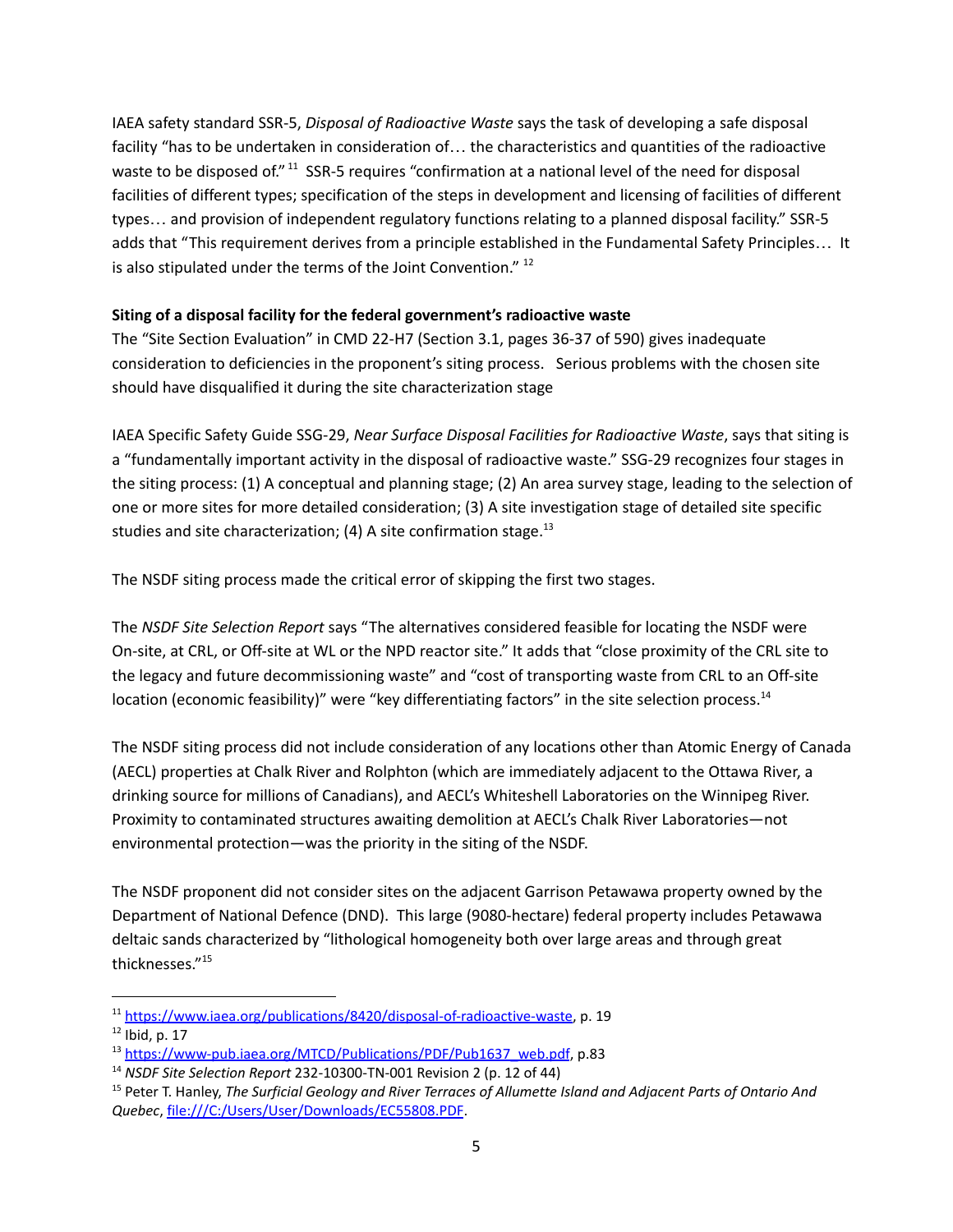IAEA safety standard SSR-5, *Disposal of Radioactive Waste* says the task of developing a safe disposal facility "has to be undertaken in consideration of… the characteristics and quantities of the radioactive waste to be disposed of."[11] SSR-5 requires "confirmation at a national level of the need for disposal facilities of different types; specification of the steps in development and licensing of facilities of different types… and provision of independent regulatory functions relating to a planned disposal facility." SSR-5 adds that "This requirement derives from a principle established in the Fundamental Safety Principles… It is also stipulated under the terms of the Joint Convention."[12]

**Siting of a disposal facility for the federal government's radioactive waste**

The "Site Section Evaluation" in CMD 22-H7 (Section 3.1, pages 36-37 of 590) gives inadequate consideration to deficiencies in the proponent's siting process. Serious problems with the chosen site should have disqualified it during the site characterization stage

IAEA Specific Safety Guide SSG-29, *Near Surface Disposal Facilities for Radioactive Waste*, says that siting is a "fundamentally important activity in the disposal of radioactive waste." SSG-29 recognizes four stages in the siting process: (1) A conceptual and planning stage; (2) An area survey stage, leading to the selection of one or more sites for more detailed consideration; (3) A site investigation stage of detailed site specific studies and site characterization; (4) A site confirmation stage.[13]

The NSDF siting process made the critical error of skipping the first two stages.

The *NSDF Site Selection Report* says "The alternatives considered feasible for locating the NSDF were On-site, at CRL, or Off-site at WL or the NPD reactor site." It adds that "close proximity of the CRL site to the legacy and future decommissioning waste" and "cost of transporting waste from CRL to an Off-site location (economic feasibility)" were "key differentiating factors" in the site selection process.[14]

The NSDF siting process did not include consideration of any locations other than Atomic Energy of Canada (AECL) properties at Chalk River and Rolphton (which are immediately adjacent to the Ottawa River, a drinking source for millions of Canadians), and AECL's Whiteshell Laboratories on the Winnipeg River. Proximity to contaminated structures awaiting demolition at AECL's Chalk River Laboratories—not environmental protection—was the priority in the siting of the NSDF.

The NSDF proponent did not consider sites on the adjacent Garrison Petawawa property owned by the Department of National Defence (DND). This large (9080-hectare) federal property includes Petawawa deltaic sands characterized by "lithological homogeneity both over large areas and through great thicknesses."[15]

---

[11] https://www.iaea.org/publications/8420/disposal-of-radioactive-waste, p. 19

[12] Ibid, p. 17

[13] https://www-pub.iaea.org/MTCD/Publications/PDF/Pub1637_web.pdf, p.83

[14] *NSDF Site Selection Report* 232-10300-TN-001 Revision 2 (p. 12 of 44)

[15] Peter T. Hanley, *The Surficial Geology and River Terraces of Allumette Island and Adjacent Parts of Ontario And Quebec*, file:///C:/Users/User/Downloads/EC55808.PDF.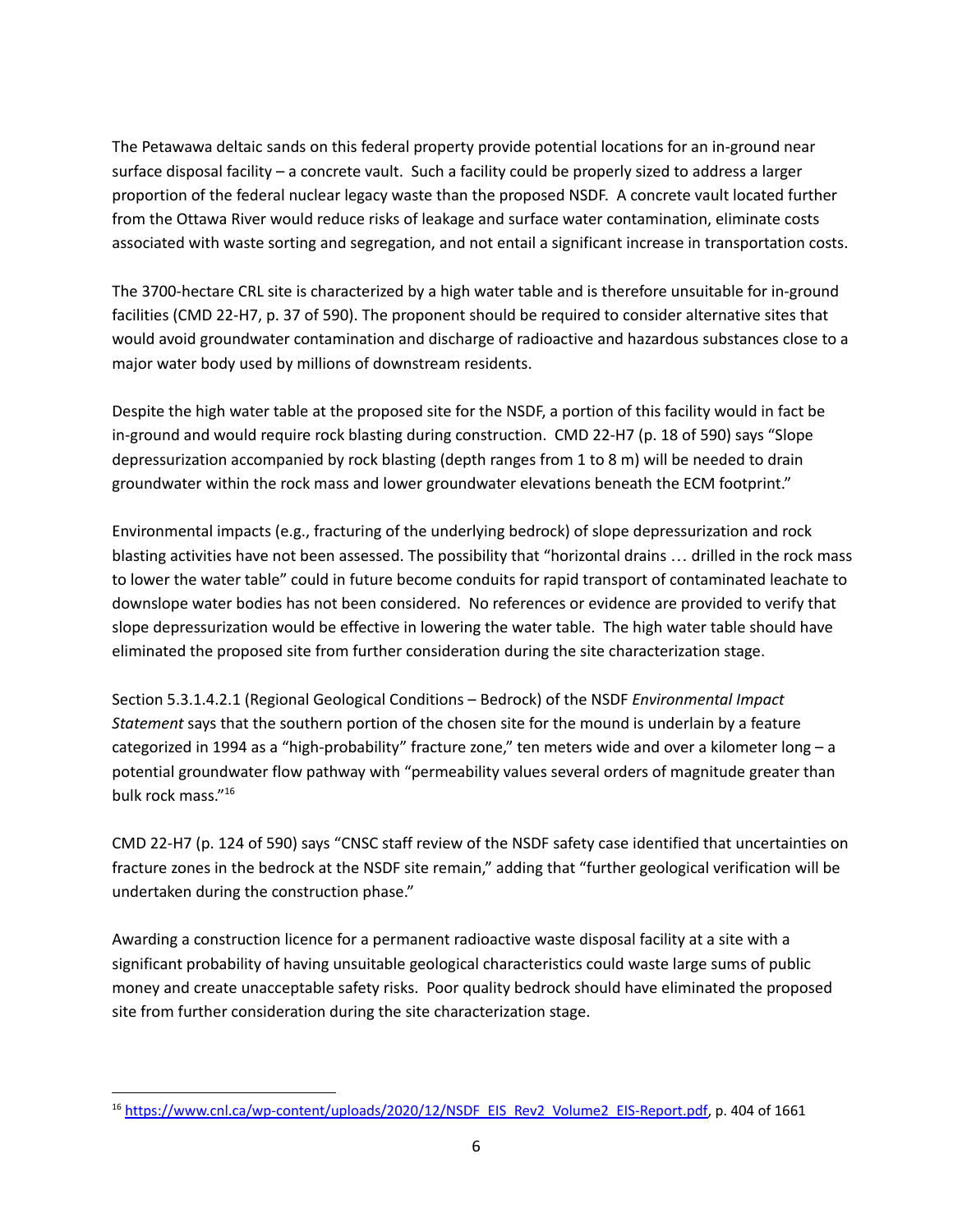The Petawawa deltaic sands on this federal property provide potential locations for an in-ground near surface disposal facility – a concrete vault. Such a facility could be properly sized to address a larger proportion of the federal nuclear legacy waste than the proposed NSDF. A concrete vault located further from the Ottawa River would reduce risks of leakage and surface water contamination, eliminate costs associated with waste sorting and segregation, and not entail a significant increase in transportation costs.

The 3700-hectare CRL site is characterized by a high water table and is therefore unsuitable for in-ground facilities (CMD 22-H7, p. 37 of 590). The proponent should be required to consider alternative sites that would avoid groundwater contamination and discharge of radioactive and hazardous substances close to a major water body used by millions of downstream residents.

Despite the high water table at the proposed site for the NSDF, a portion of this facility would in fact be in-ground and would require rock blasting during construction. CMD 22-H7 (p. 18 of 590) says "Slope depressurization accompanied by rock blasting (depth ranges from 1 to 8 m) will be needed to drain groundwater within the rock mass and lower groundwater elevations beneath the ECM footprint."

Environmental impacts (e.g., fracturing of the underlying bedrock) of slope depressurization and rock blasting activities have not been assessed. The possibility that "horizontal drains … drilled in the rock mass to lower the water table" could in future become conduits for rapid transport of contaminated leachate to downslope water bodies has not been considered. No references or evidence are provided to verify that slope depressurization would be effective in lowering the water table. The high water table should have eliminated the proposed site from further consideration during the site characterization stage.

Section 5.3.1.4.2.1 (Regional Geological Conditions – Bedrock) of the NSDF *Environmental Impact Statement* says that the southern portion of the chosen site for the mound is underlain by a feature categorized in 1994 as a "high-probability" fracture zone," ten meters wide and over a kilometer long – a potential groundwater flow pathway with "permeability values several orders of magnitude greater than bulk rock mass."[16]

CMD 22-H7 (p. 124 of 590) says "CNSC staff review of the NSDF safety case identified that uncertainties on fracture zones in the bedrock at the NSDF site remain," adding that "further geological verification will be undertaken during the construction phase."

Awarding a construction licence for a permanent radioactive waste disposal facility at a site with a significant probability of having unsuitable geological characteristics could waste large sums of public money and create unacceptable safety risks. Poor quality bedrock should have eliminated the proposed site from further consideration during the site characterization stage.

---

[16] https://www.cnl.ca/wp-content/uploads/2020/12/NSDF_EIS_Rev2_Volume2_EIS-Report.pdf, p. 404 of 1661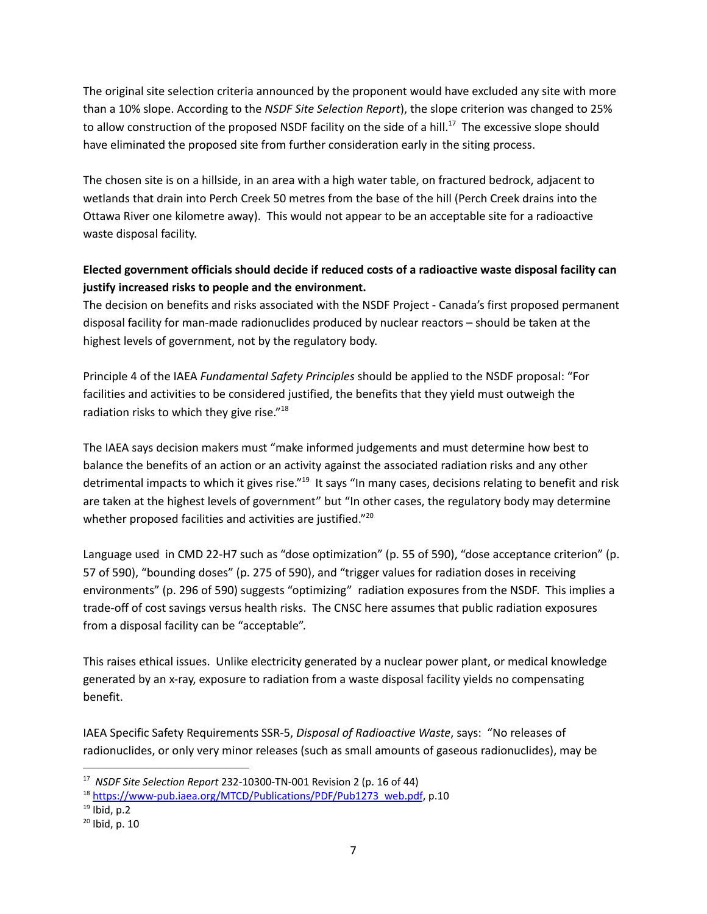The original site selection criteria announced by the proponent would have excluded any site with more than a 10% slope. According to the *NSDF Site Selection Report*), the slope criterion was changed to 25% to allow construction of the proposed NSDF facility on the side of a hill.[17] The excessive slope should have eliminated the proposed site from further consideration early in the siting process.

The chosen site is on a hillside, in an area with a high water table, on fractured bedrock, adjacent to wetlands that drain into Perch Creek 50 metres from the base of the hill (Perch Creek drains into the Ottawa River one kilometre away). This would not appear to be an acceptable site for a radioactive waste disposal facility.

**Elected government officials should decide if reduced costs of a radioactive waste disposal facility can justify increased risks to people and the environment.**

The decision on benefits and risks associated with the NSDF Project - Canada's first proposed permanent disposal facility for man-made radionuclides produced by nuclear reactors – should be taken at the highest levels of government, not by the regulatory body.

Principle 4 of the IAEA *Fundamental Safety Principles* should be applied to the NSDF proposal: "For facilities and activities to be considered justified, the benefits that they yield must outweigh the radiation risks to which they give rise."[18]

The IAEA says decision makers must "make informed judgements and must determine how best to balance the benefits of an action or an activity against the associated radiation risks and any other detrimental impacts to which it gives rise."[19] It says "In many cases, decisions relating to benefit and risk are taken at the highest levels of government" but "In other cases, the regulatory body may determine whether proposed facilities and activities are justified."[20]

Language used in CMD 22-H7 such as "dose optimization" (p. 55 of 590), "dose acceptance criterion" (p. 57 of 590), "bounding doses" (p. 275 of 590), and "trigger values for radiation doses in receiving environments" (p. 296 of 590) suggests "optimizing" radiation exposures from the NSDF. This implies a trade-off of cost savings versus health risks. The CNSC here assumes that public radiation exposures from a disposal facility can be "acceptable".

This raises ethical issues. Unlike electricity generated by a nuclear power plant, or medical knowledge generated by an x-ray, exposure to radiation from a waste disposal facility yields no compensating benefit.

IAEA Specific Safety Requirements SSR-5, *Disposal of Radioactive Waste*, says: "No releases of radionuclides, or only very minor releases (such as small amounts of gaseous radionuclides), may be

---

[17] *NSDF Site Selection Report* 232-10300-TN-001 Revision 2 (p. 16 of 44)

[18] https://www-pub.iaea.org/MTCD/Publications/PDF/Pub1273_web.pdf, p.10

[19] Ibid, p.2

[20] Ibid, p. 10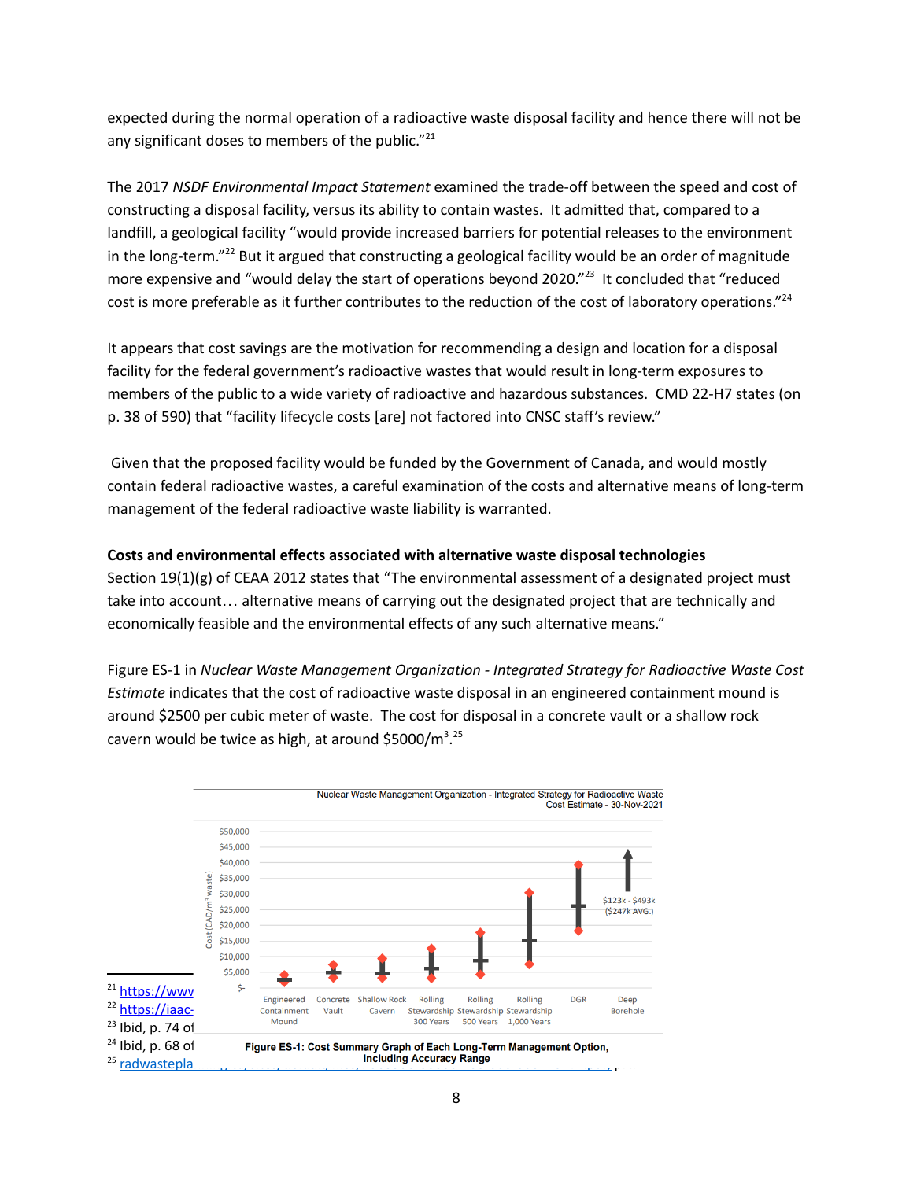expected during the normal operation of a radioactive waste disposal facility and hence there will not be any significant doses to members of the public."[21]

The 2017 *NSDF Environmental Impact Statement* examined the trade-off between the speed and cost of constructing a disposal facility, versus its ability to contain wastes. It admitted that, compared to a landfill, a geological facility "would provide increased barriers for potential releases to the environment in the long-term."[22] But it argued that constructing a geological facility would be an order of magnitude more expensive and "would delay the start of operations beyond 2020."[23] It concluded that "reduced cost is more preferable as it further contributes to the reduction of the cost of laboratory operations."[24]

It appears that cost savings are the motivation for recommending a design and location for a disposal facility for the federal government's radioactive wastes that would result in long-term exposures to members of the public to a wide variety of radioactive and hazardous substances. CMD 22-H7 states (on p. 38 of 590) that "facility lifecycle costs [are] not factored into CNSC staff's review."

Given that the proposed facility would be funded by the Government of Canada, and would mostly contain federal radioactive wastes, a careful examination of the costs and alternative means of long-term management of the federal radioactive waste liability is warranted.

**Costs and environmental effects associated with alternative waste disposal technologies**

Section 19(1)(g) of CEAA 2012 states that "The environmental assessment of a designated project must take into account… alternative means of carrying out the designated project that are technically and economically feasible and the environmental effects of any such alternative means."

Figure ES-1 in *Nuclear Waste Management Organization - Integrated Strategy for Radioactive Waste Cost Estimate* indicates that the cost of radioactive waste disposal in an engineered containment mound is around $2500 per cubic meter of waste. The cost for disposal in a concrete vault or a shallow rock cavern would be twice as high, at around $5000/m$^3$.[25]

Nuclear Waste Management Organization - Integrated Strategy for Radioactive Waste Cost Estimate - 30-Nov-2021

**Figure ES-1: Cost Summary Graph of Each Long-Term Management Option, Including Accuracy Range**

[21] https://www

[22] https://iaac-

[23] Ibid, p. 74 of

[24] Ibid, p. 68 of

[25] radwastepla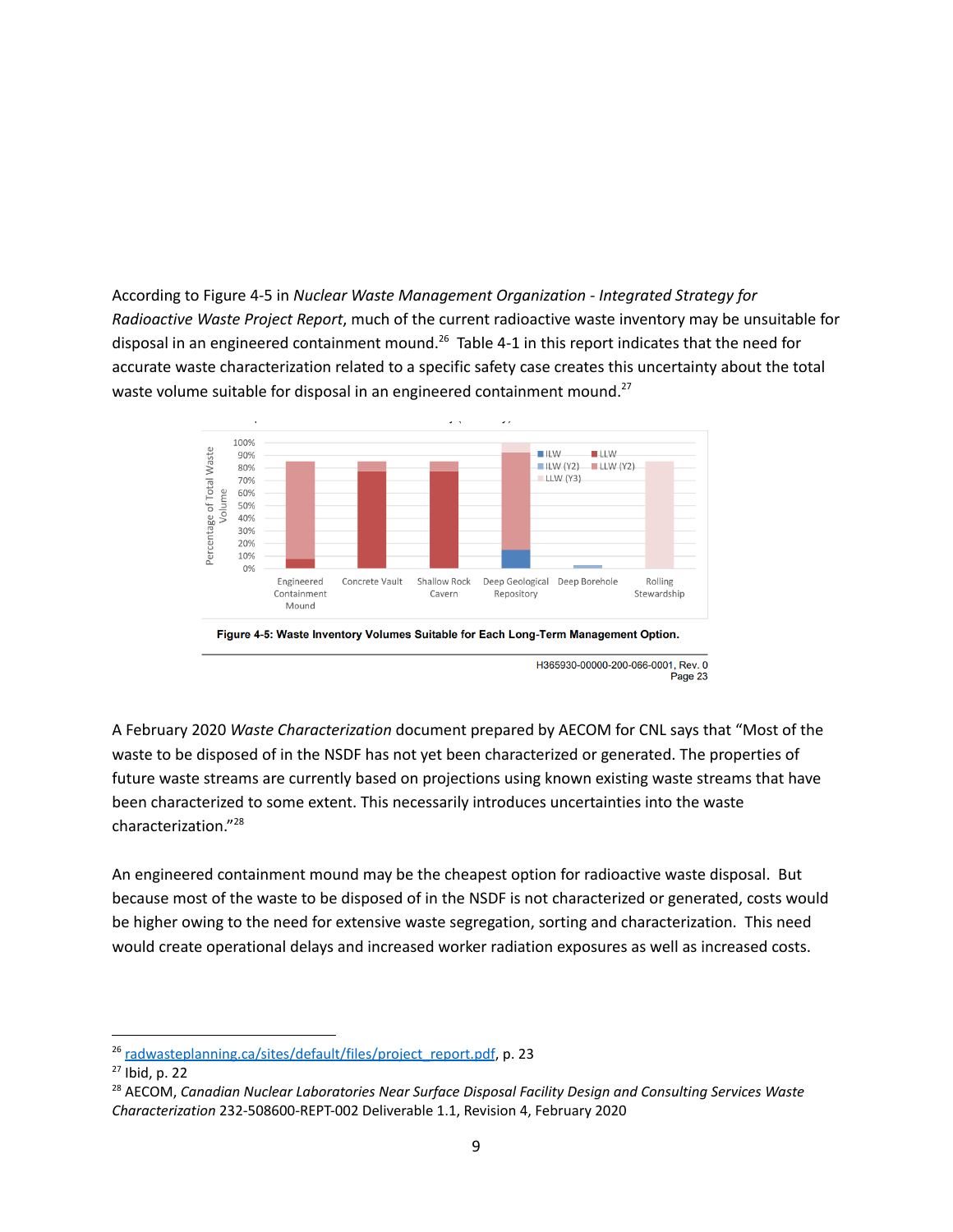According to Figure 4-5 in *Nuclear Waste Management Organization - Integrated Strategy for Radioactive Waste Project Report*, much of the current radioactive waste inventory may be unsuitable for disposal in an engineered containment mound.[26] Table 4-1 in this report indicates that the need for accurate waste characterization related to a specific safety case creates this uncertainty about the total waste volume suitable for disposal in an engineered containment mound.[27]

**Figure 4-5: Waste Inventory Volumes Suitable for Each Long-Term Management Option.**

H365930-00000-200-066-0001, Rev. 0
Page 23

A February 2020 *Waste Characterization* document prepared by AECOM for CNL says that "Most of the waste to be disposed of in the NSDF has not yet been characterized or generated. The properties of future waste streams are currently based on projections using known existing waste streams that have been characterized to some extent. This necessarily introduces uncertainties into the waste characterization."[28]

An engineered containment mound may be the cheapest option for radioactive waste disposal. But because most of the waste to be disposed of in the NSDF is not characterized or generated, costs would be higher owing to the need for extensive waste segregation, sorting and characterization. This need would create operational delays and increased worker radiation exposures as well as increased costs.

---

[26] radwasteplanning.ca/sites/default/files/project_report.pdf, p. 23

[27] Ibid, p. 22

[28] AECOM, *Canadian Nuclear Laboratories Near Surface Disposal Facility Design and Consulting Services Waste Characterization* 232-508600-REPT-002 Deliverable 1.1, Revision 4, February 2020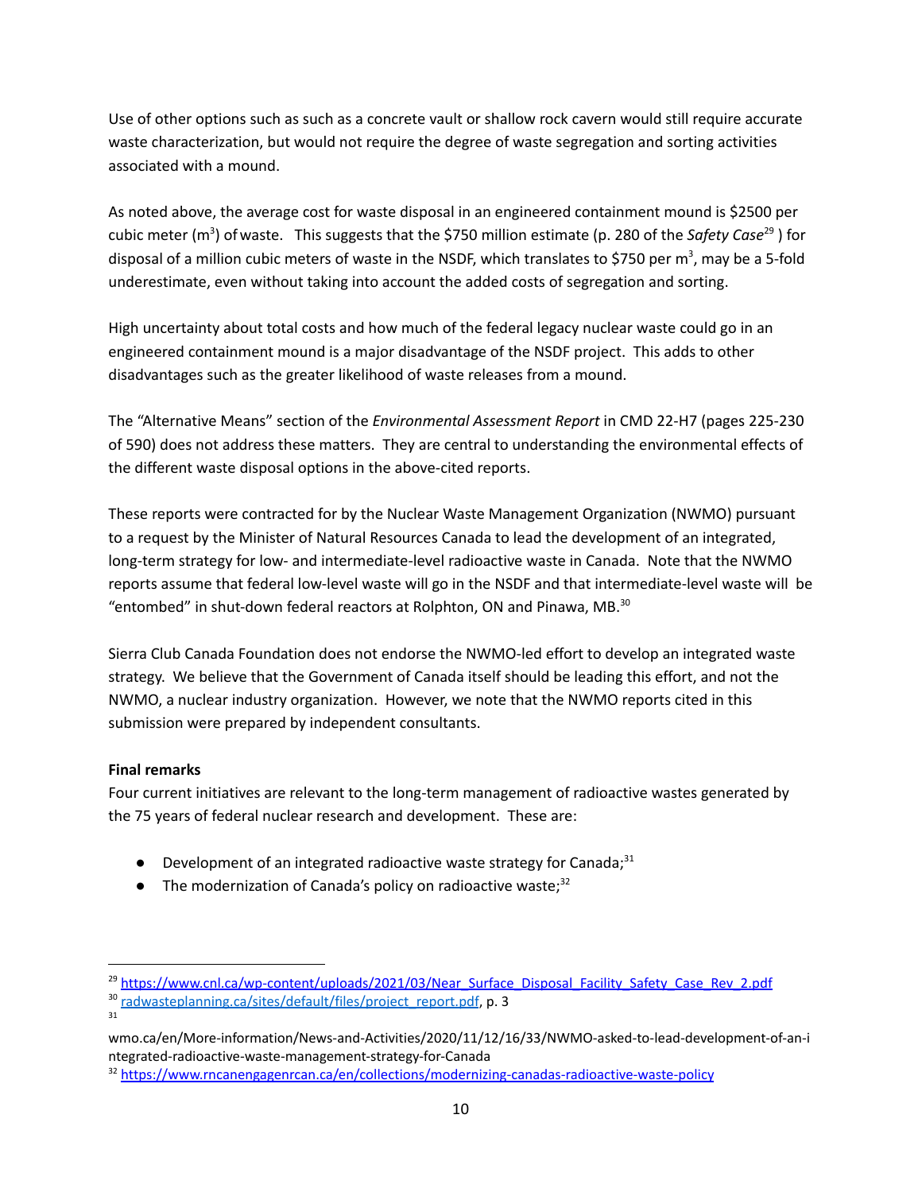Use of other options such as such as a concrete vault or shallow rock cavern would still require accurate waste characterization, but would not require the degree of waste segregation and sorting activities associated with a mound.

As noted above, the average cost for waste disposal in an engineered containment mound is $2500 per cubic meter ($m^3$) of waste. This suggests that the $750 million estimate (p. 280 of the *Safety Case*[29] ) for disposal of a million cubic meters of waste in the NSDF, which translates to $750 per $m^3$, may be a 5-fold underestimate, even without taking into account the added costs of segregation and sorting.

High uncertainty about total costs and how much of the federal legacy nuclear waste could go in an engineered containment mound is a major disadvantage of the NSDF project. This adds to other disadvantages such as the greater likelihood of waste releases from a mound.

The "Alternative Means" section of the *Environmental Assessment Report* in CMD 22-H7 (pages 225-230 of 590) does not address these matters. They are central to understanding the environmental effects of the different waste disposal options in the above-cited reports.

These reports were contracted for by the Nuclear Waste Management Organization (NWMO) pursuant to a request by the Minister of Natural Resources Canada to lead the development of an integrated, long-term strategy for low- and intermediate-level radioactive waste in Canada. Note that the NWMO reports assume that federal low-level waste will go in the NSDF and that intermediate-level waste will be "entombed" in shut-down federal reactors at Rolphton, ON and Pinawa, MB.[30]

Sierra Club Canada Foundation does not endorse the NWMO-led effort to develop an integrated waste strategy. We believe that the Government of Canada itself should be leading this effort, and not the NWMO, a nuclear industry organization. However, we note that the NWMO reports cited in this submission were prepared by independent consultants.

**Final remarks**

Four current initiatives are relevant to the long-term management of radioactive wastes generated by the 75 years of federal nuclear research and development. These are:

- Development of an integrated radioactive waste strategy for Canada;[31]
- The modernization of Canada's policy on radioactive waste;[32]

---

[29] https://www.cnl.ca/wp-content/uploads/2021/03/Near_Surface_Disposal_Facility_Safety_Case_Rev_2.pdf

[30] radwasteplanning.ca/sites/default/files/project_report.pdf, p. 3

[31] wmo.ca/en/More-information/News-and-Activities/2020/11/12/16/33/NWMO-asked-to-lead-development-of-an-integrated-radioactive-waste-management-strategy-for-Canada

[32] https://www.rncanengagenrcan.ca/en/collections/modernizing-canadas-radioactive-waste-policy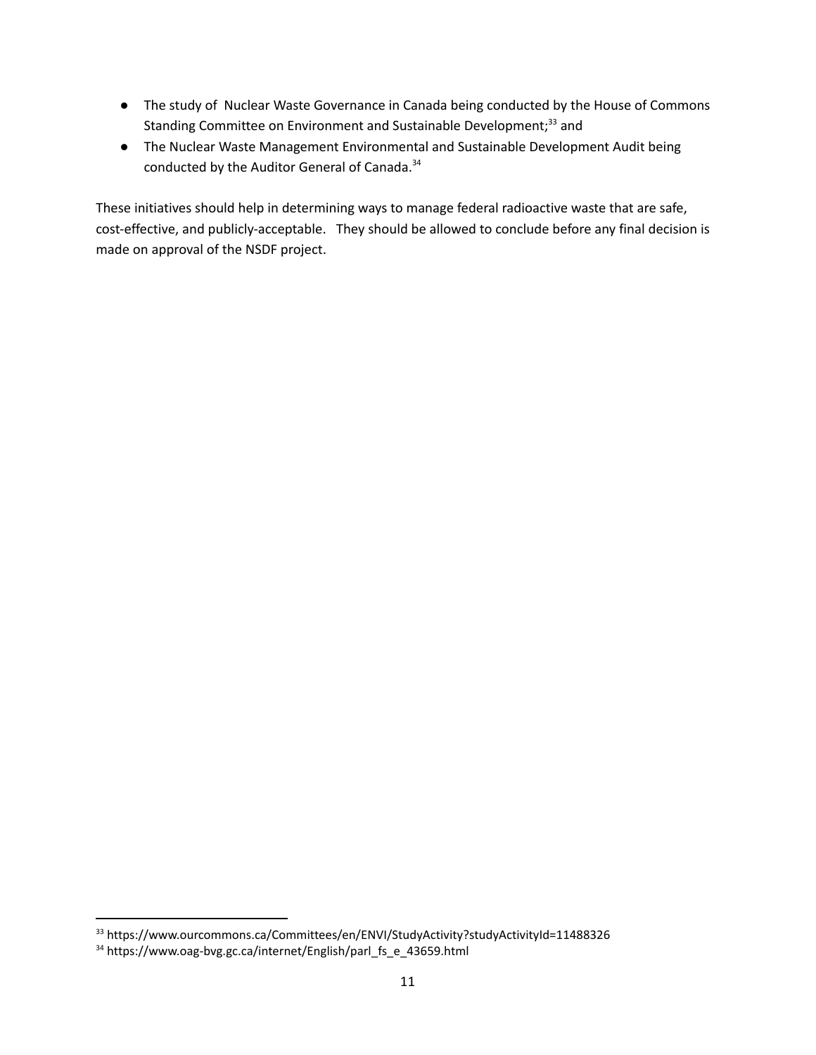- The study of Nuclear Waste Governance in Canada being conducted by the House of Commons Standing Committee on Environment and Sustainable Development;[33] and
- The Nuclear Waste Management Environmental and Sustainable Development Audit being conducted by the Auditor General of Canada.[34]

These initiatives should help in determining ways to manage federal radioactive waste that are safe, cost-effective, and publicly-acceptable. They should be allowed to conclude before any final decision is made on approval of the NSDF project.

---

[33] https://www.ourcommons.ca/Committees/en/ENVI/StudyActivity?studyActivityId=11488326

[34] https://www.oag-bvg.gc.ca/internet/English/parl_fs_e_43659.html